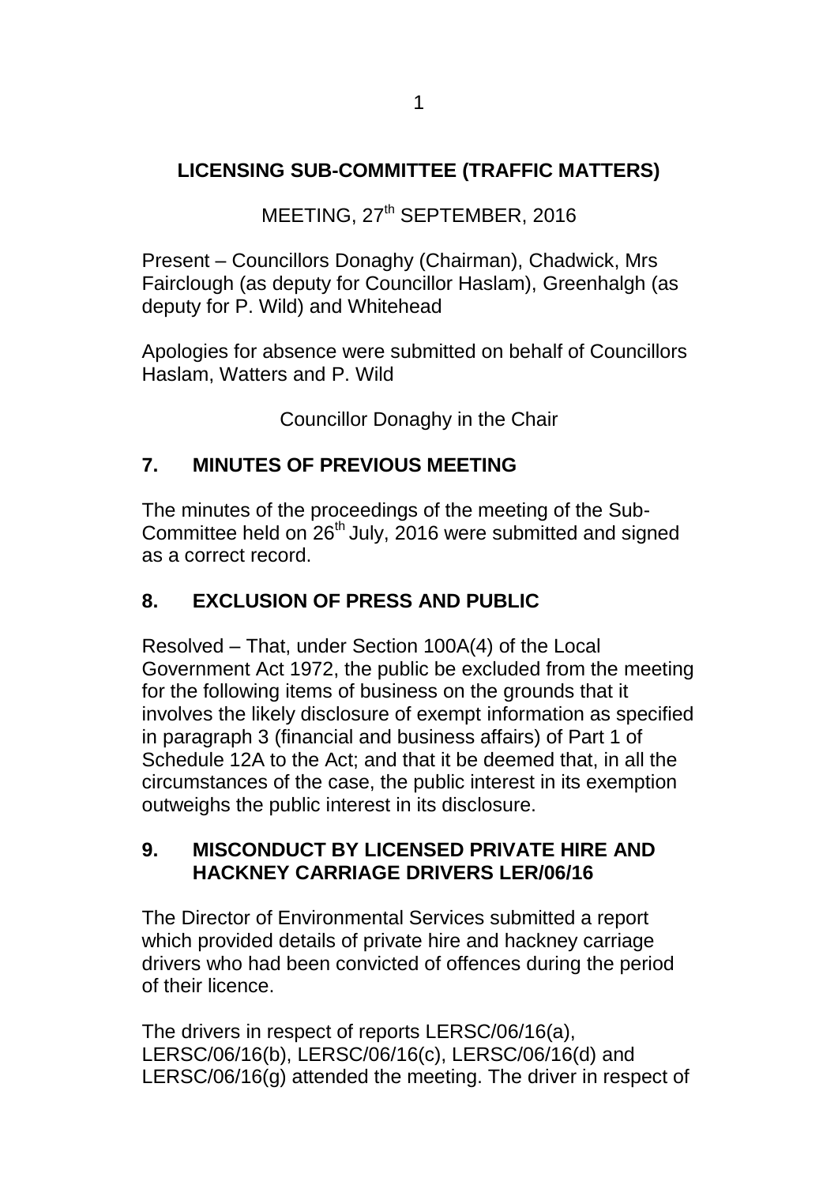# LICENSING SUB-COMMITTEE (TRAFFIC MATTERS)

MEETING, 27th SEPTEMBER, 2016

Present – Councillors Donaghy (Chairman), Chadwick, Mrs Fairclough (as deputy for Councillor Haslam), Greenhalgh (as deputy for P. Wild) and Whitehead

Apologies for absence were submitted on behalf of Councillors Haslam, Watters and P. Wild

Councillor Donaghy in the Chair

## 7. MINUTES OF PREVIOUS MEETING

The minutes of the proceedings of the meeting of the Sub-Committee held on 26th July, 2016 were submitted and signed as a correct record.

## 8. EXCLUSION OF PRESS AND PUBLIC

Resolved – That, under Section 100A(4) of the Local Government Act 1972, the public be excluded from the meeting for the following items of business on the grounds that it involves the likely disclosure of exempt information as specified in paragraph 3 (financial and business affairs) of Part 1 of Schedule 12A to the Act; and that it be deemed that, in all the circumstances of the case, the public interest in its exemption outweighs the public interest in its disclosure.

## 9. MISCONDUCT BY LICENSED PRIVATE HIRE AND HACKNEY CARRIAGE DRIVERS LER/06/16

The Director of Environmental Services submitted a report which provided details of private hire and hackney carriage drivers who had been convicted of offences during the period of their licence.

The drivers in respect of reports LERSC/06/16(a), LERSC/06/16(b), LERSC/06/16(c), LERSC/06/16(d) and LERSC/06/16(g) attended the meeting. The driver in respect of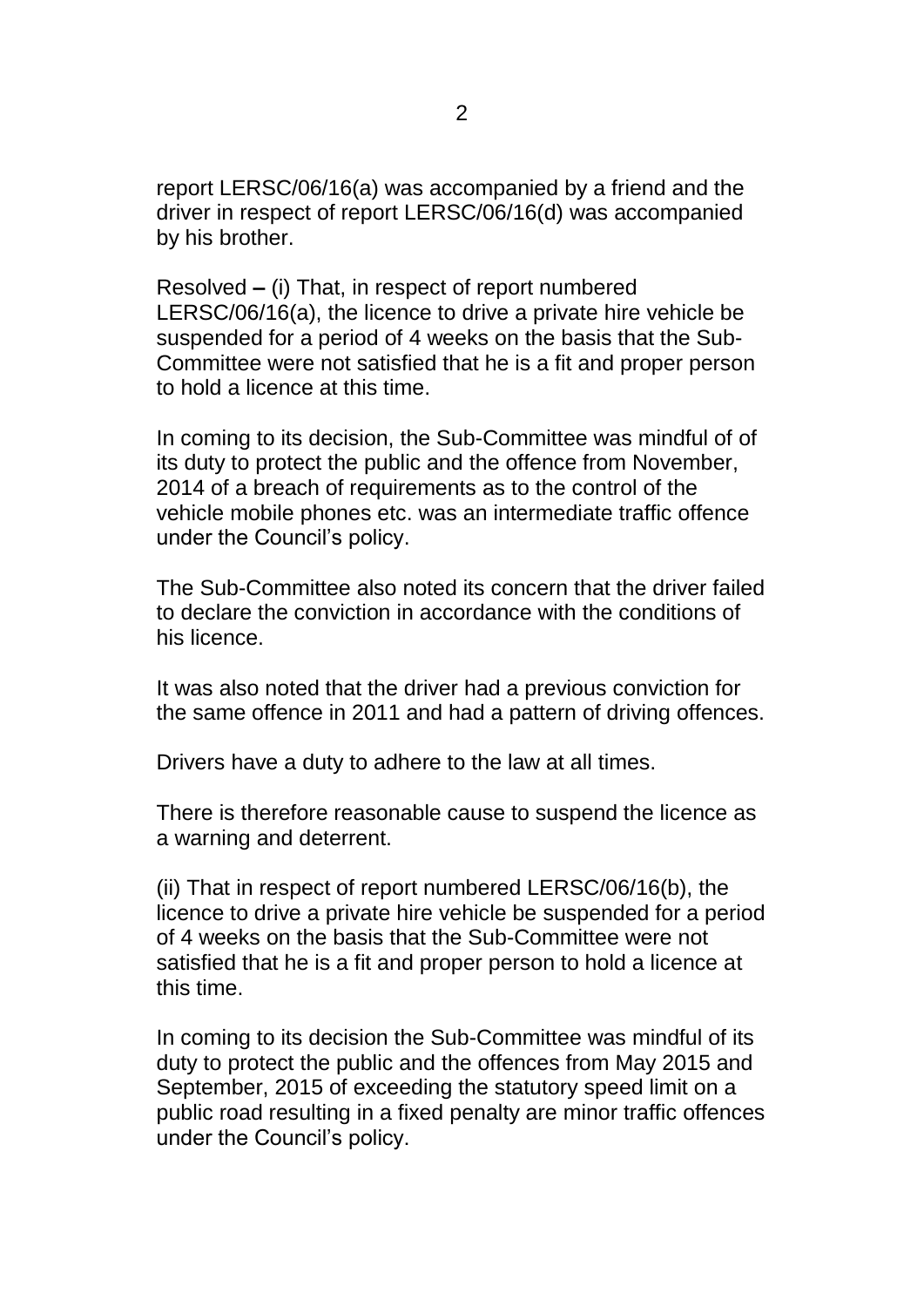report LERSC/06/16(a) was accompanied by a friend and the driver in respect of report LERSC/06/16(d) was accompanied by his brother.

Resolved **–** (i) That, in respect of report numbered LERSC/06/16(a), the licence to drive a private hire vehicle be suspended for a period of 4 weeks on the basis that the Sub-Committee were not satisfied that he is a fit and proper person to hold a licence at this time.

In coming to its decision, the Sub-Committee was mindful of of its duty to protect the public and the offence from November, 2014 of a breach of requirements as to the control of the vehicle mobile phones etc. was an intermediate traffic offence under the Council's policy.

The Sub-Committee also noted its concern that the driver failed to declare the conviction in accordance with the conditions of his licence.

It was also noted that the driver had a previous conviction for the same offence in 2011 and had a pattern of driving offences.

Drivers have a duty to adhere to the law at all times.

There is therefore reasonable cause to suspend the licence as a warning and deterrent.

(ii) That in respect of report numbered LERSC/06/16(b), the licence to drive a private hire vehicle be suspended for a period of 4 weeks on the basis that the Sub-Committee were not satisfied that he is a fit and proper person to hold a licence at this time.

In coming to its decision the Sub-Committee was mindful of its duty to protect the public and the offences from May 2015 and September, 2015 of exceeding the statutory speed limit on a public road resulting in a fixed penalty are minor traffic offences under the Council's policy.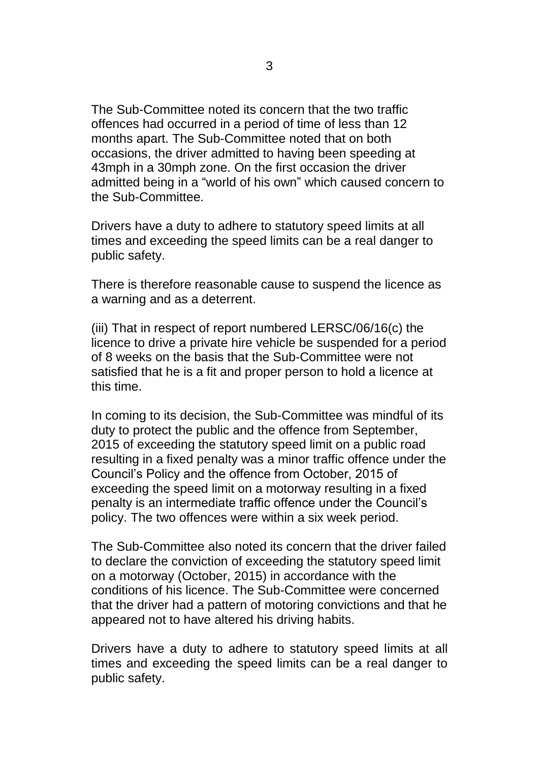The Sub-Committee noted its concern that the two traffic offences had occurred in a period of time of less than 12 months apart. The Sub-Committee noted that on both occasions, the driver admitted to having been speeding at 43mph in a 30mph zone. On the first occasion the driver admitted being in a "world of his own" which caused concern to the Sub-Committee.

Drivers have a duty to adhere to statutory speed limits at all times and exceeding the speed limits can be a real danger to public safety.

There is therefore reasonable cause to suspend the licence as a warning and as a deterrent.

(iii) That in respect of report numbered LERSC/06/16(c) the licence to drive a private hire vehicle be suspended for a period of 8 weeks on the basis that the Sub-Committee were not satisfied that he is a fit and proper person to hold a licence at this time.

In coming to its decision, the Sub-Committee was mindful of its duty to protect the public and the offence from September, 2015 of exceeding the statutory speed limit on a public road resulting in a fixed penalty was a minor traffic offence under the Council's Policy and the offence from October, 2015 of exceeding the speed limit on a motorway resulting in a fixed penalty is an intermediate traffic offence under the Council's policy. The two offences were within a six week period.

The Sub-Committee also noted its concern that the driver failed to declare the conviction of exceeding the statutory speed limit on a motorway (October, 2015) in accordance with the conditions of his licence. The Sub-Committee were concerned that the driver had a pattern of motoring convictions and that he appeared not to have altered his driving habits.

Drivers have a duty to adhere to statutory speed limits at all times and exceeding the speed limits can be a real danger to public safety.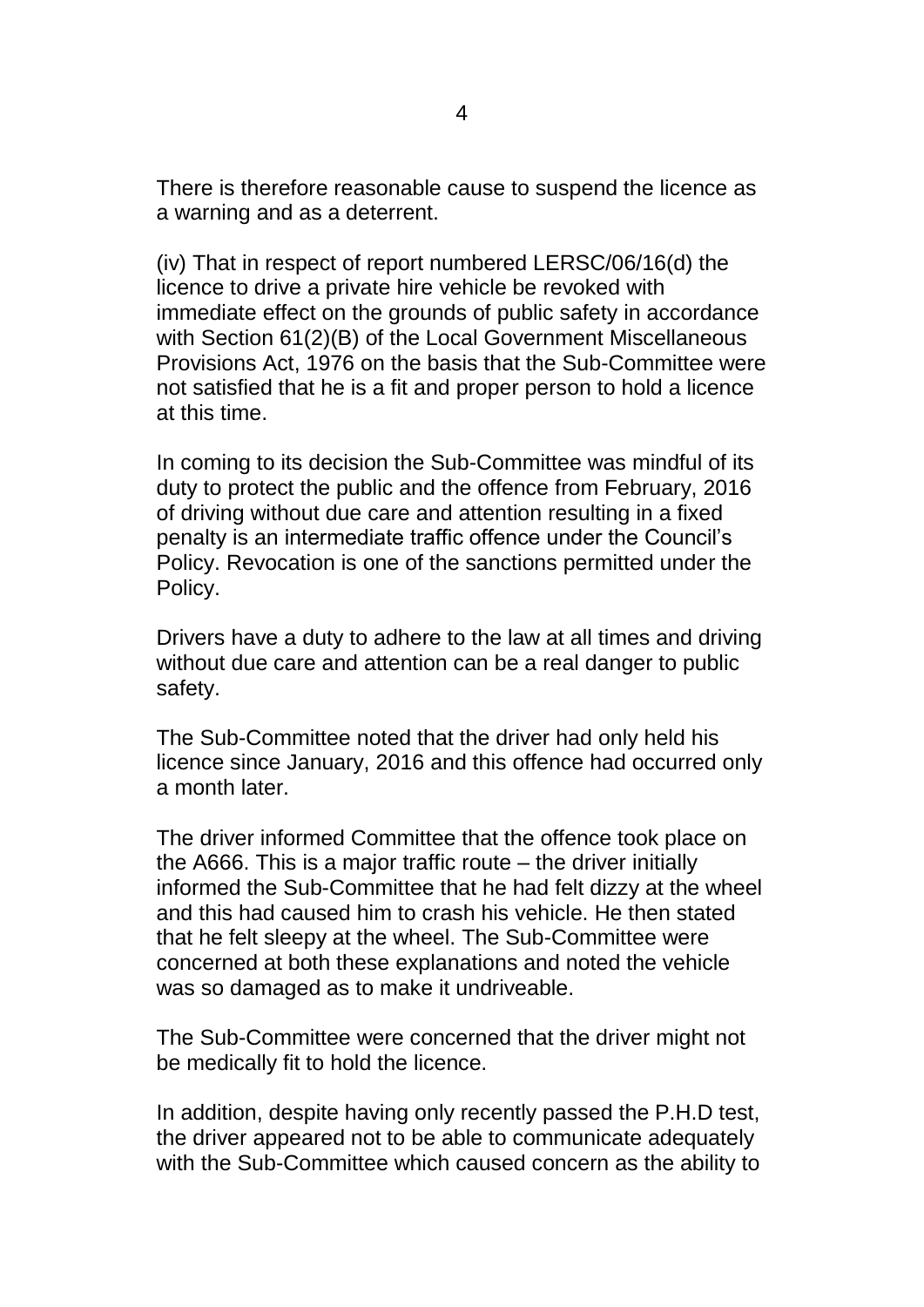There is therefore reasonable cause to suspend the licence as a warning and as a deterrent.

(iv) That in respect of report numbered LERSC/06/16(d) the licence to drive a private hire vehicle be revoked with immediate effect on the grounds of public safety in accordance with Section 61(2)(B) of the Local Government Miscellaneous Provisions Act, 1976 on the basis that the Sub-Committee were not satisfied that he is a fit and proper person to hold a licence at this time.

In coming to its decision the Sub-Committee was mindful of its duty to protect the public and the offence from February, 2016 of driving without due care and attention resulting in a fixed penalty is an intermediate traffic offence under the Council's Policy. Revocation is one of the sanctions permitted under the Policy.

Drivers have a duty to adhere to the law at all times and driving without due care and attention can be a real danger to public safety.

The Sub-Committee noted that the driver had only held his licence since January, 2016 and this offence had occurred only a month later.

The driver informed Committee that the offence took place on the A666. This is a major traffic route – the driver initially informed the Sub-Committee that he had felt dizzy at the wheel and this had caused him to crash his vehicle. He then stated that he felt sleepy at the wheel. The Sub-Committee were concerned at both these explanations and noted the vehicle was so damaged as to make it undriveable.

The Sub-Committee were concerned that the driver might not be medically fit to hold the licence.

In addition, despite having only recently passed the P.H.D test, the driver appeared not to be able to communicate adequately with the Sub-Committee which caused concern as the ability to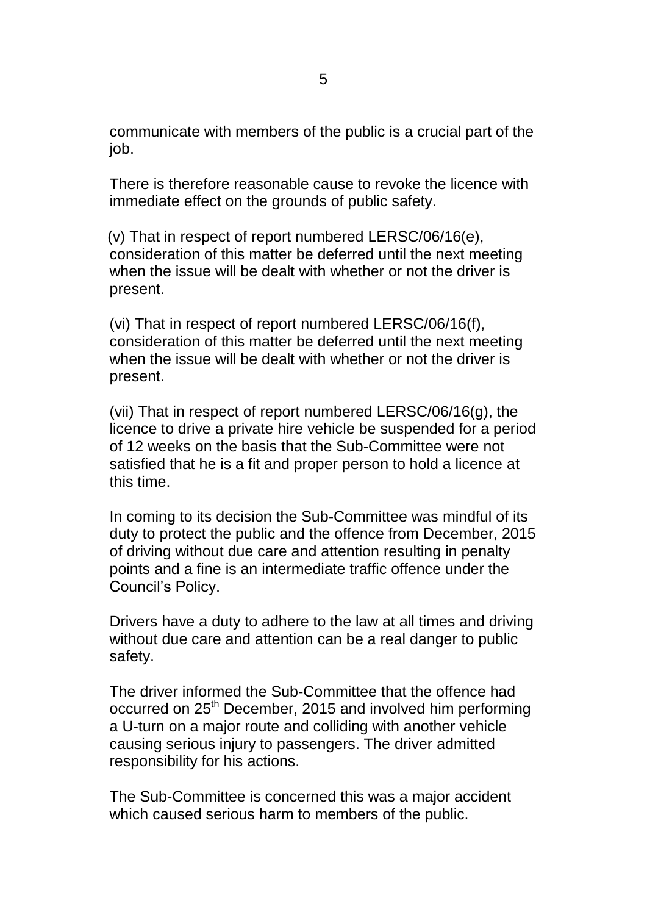communicate with members of the public is a crucial part of the job.

There is therefore reasonable cause to revoke the licence with immediate effect on the grounds of public safety.

(v) That in respect of report numbered LERSC/06/16(e), consideration of this matter be deferred until the next meeting when the issue will be dealt with whether or not the driver is present.

(vi) That in respect of report numbered LERSC/06/16(f), consideration of this matter be deferred until the next meeting when the issue will be dealt with whether or not the driver is present.

(vii) That in respect of report numbered LERSC/06/16(g), the licence to drive a private hire vehicle be suspended for a period of 12 weeks on the basis that the Sub-Committee were not satisfied that he is a fit and proper person to hold a licence at this time.

In coming to its decision the Sub-Committee was mindful of its duty to protect the public and the offence from December, 2015 of driving without due care and attention resulting in penalty points and a fine is an intermediate traffic offence under the Council's Policy.

Drivers have a duty to adhere to the law at all times and driving without due care and attention can be a real danger to public safety.

The driver informed the Sub-Committee that the offence had occurred on 25th December, 2015 and involved him performing a U-turn on a major route and colliding with another vehicle causing serious injury to passengers. The driver admitted responsibility for his actions.

The Sub-Committee is concerned this was a major accident which caused serious harm to members of the public.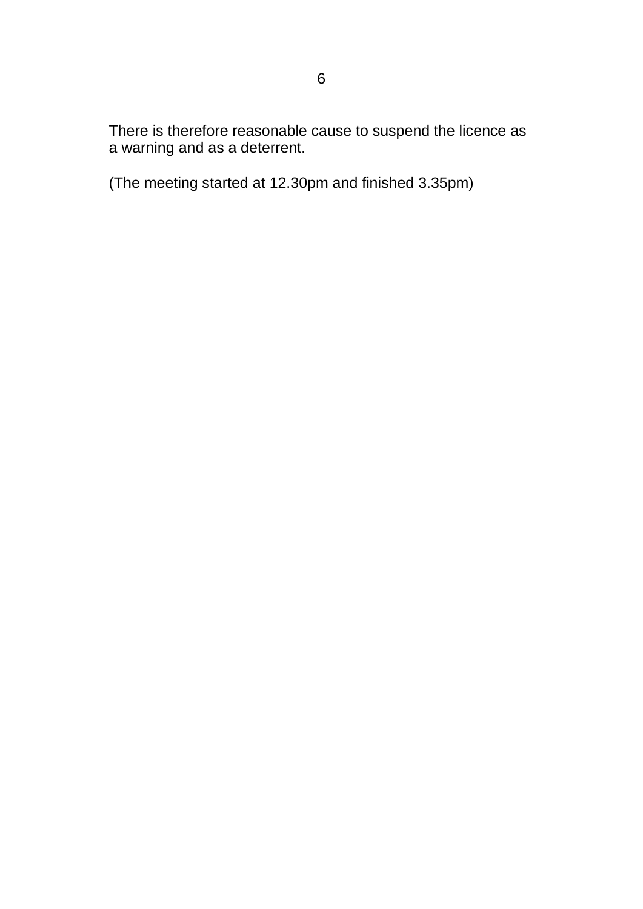There is therefore reasonable cause to suspend the licence as a warning and as a deterrent.

(The meeting started at 12.30pm and finished 3.35pm)